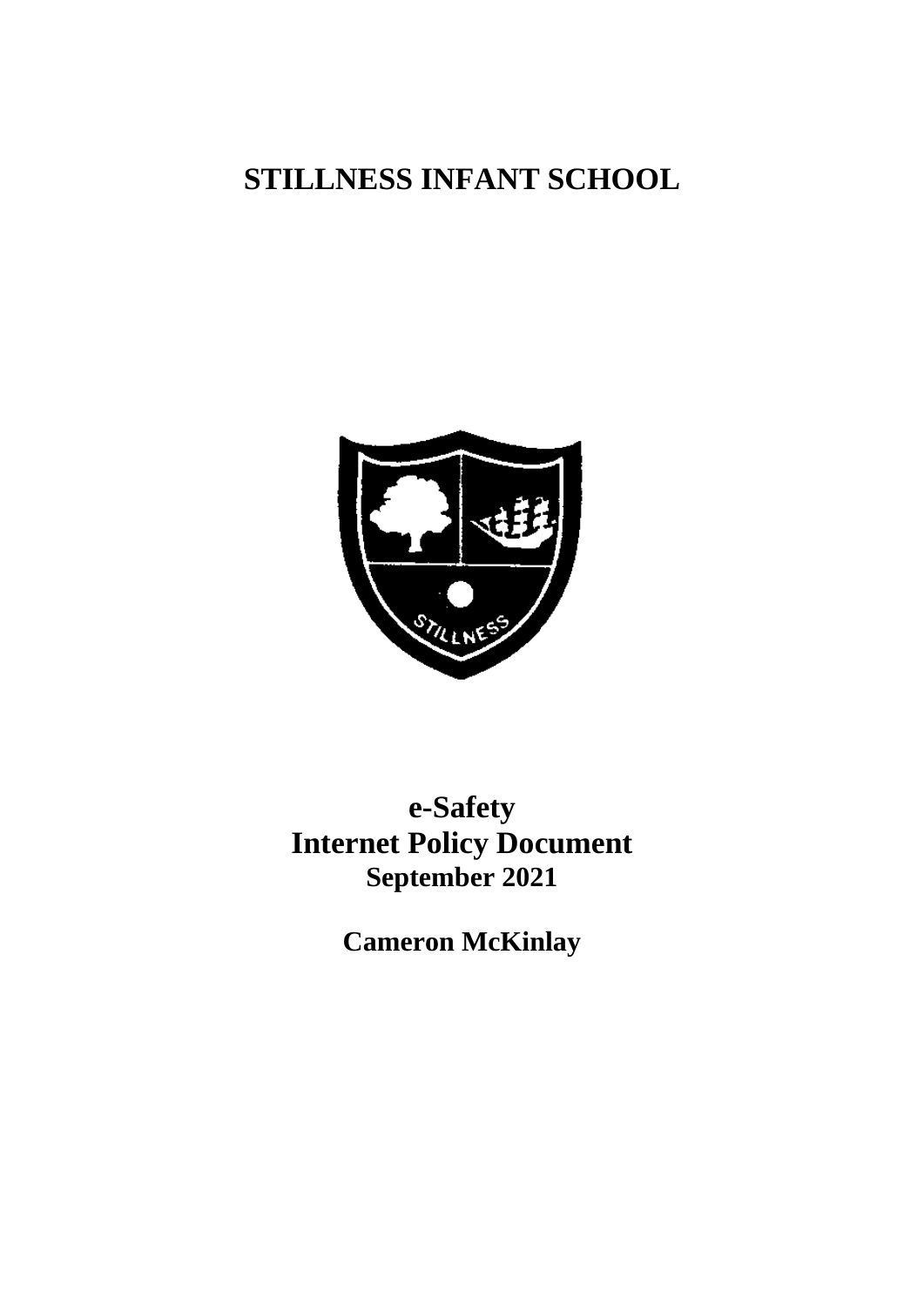# STILLNESS INFANT SCHOOL

**e-Safety**
**Internet Policy Document**
**September 2021**

**Cameron McKinlay**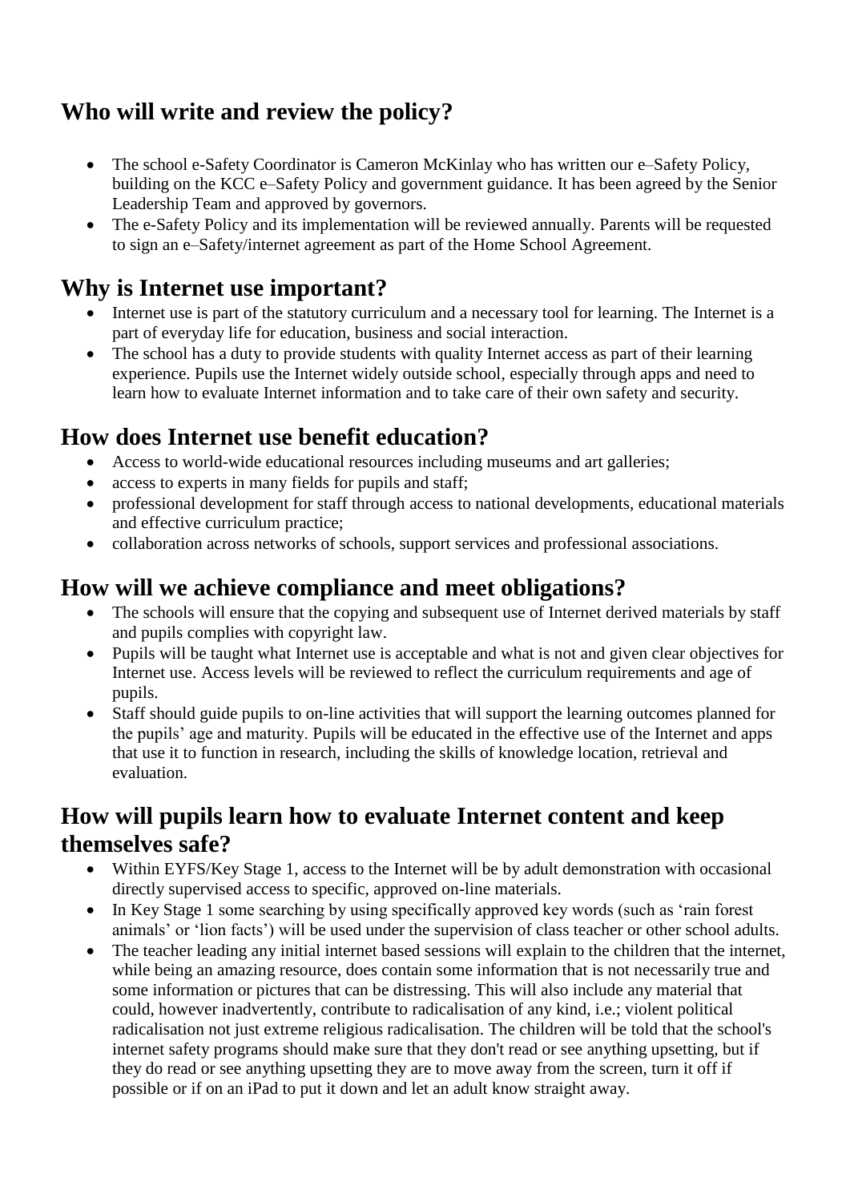## Who will write and review the policy?

- The school e-Safety Coordinator is Cameron McKinlay who has written our e–Safety Policy, building on the KCC e–Safety Policy and government guidance. It has been agreed by the Senior Leadership Team and approved by governors.
- The e-Safety Policy and its implementation will be reviewed annually. Parents will be requested to sign an e–Safety/internet agreement as part of the Home School Agreement.

## Why is Internet use important?

- Internet use is part of the statutory curriculum and a necessary tool for learning. The Internet is a part of everyday life for education, business and social interaction.
- The school has a duty to provide students with quality Internet access as part of their learning experience. Pupils use the Internet widely outside school, especially through apps and need to learn how to evaluate Internet information and to take care of their own safety and security.

## How does Internet use benefit education?

- Access to world-wide educational resources including museums and art galleries;
- access to experts in many fields for pupils and staff;
- professional development for staff through access to national developments, educational materials and effective curriculum practice;
- collaboration across networks of schools, support services and professional associations.

## How will we achieve compliance and meet obligations?

- The schools will ensure that the copying and subsequent use of Internet derived materials by staff and pupils complies with copyright law.
- Pupils will be taught what Internet use is acceptable and what is not and given clear objectives for Internet use. Access levels will be reviewed to reflect the curriculum requirements and age of pupils.
- Staff should guide pupils to on-line activities that will support the learning outcomes planned for the pupils' age and maturity. Pupils will be educated in the effective use of the Internet and apps that use it to function in research, including the skills of knowledge location, retrieval and evaluation.

## How will pupils learn how to evaluate Internet content and keep themselves safe?

- Within EYFS/Key Stage 1, access to the Internet will be by adult demonstration with occasional directly supervised access to specific, approved on-line materials.
- In Key Stage 1 some searching by using specifically approved key words (such as 'rain forest animals' or 'lion facts') will be used under the supervision of class teacher or other school adults.
- The teacher leading any initial internet based sessions will explain to the children that the internet, while being an amazing resource, does contain some information that is not necessarily true and some information or pictures that can be distressing. This will also include any material that could, however inadvertently, contribute to radicalisation of any kind, i.e.; violent political radicalisation not just extreme religious radicalisation. The children will be told that the school's internet safety programs should make sure that they don't read or see anything upsetting, but if they do read or see anything upsetting they are to move away from the screen, turn it off if possible or if on an iPad to put it down and let an adult know straight away.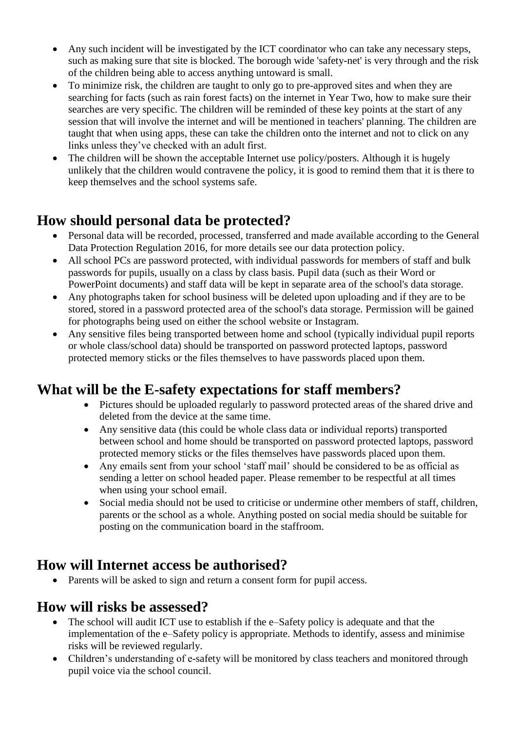- Any such incident will be investigated by the ICT coordinator who can take any necessary steps, such as making sure that site is blocked. The borough wide 'safety-net' is very through and the risk of the children being able to access anything untoward is small.
- To minimize risk, the children are taught to only go to pre-approved sites and when they are searching for facts (such as rain forest facts) on the internet in Year Two, how to make sure their searches are very specific. The children will be reminded of these key points at the start of any session that will involve the internet and will be mentioned in teachers' planning. The children are taught that when using apps, these can take the children onto the internet and not to click on any links unless they've checked with an adult first.
- The children will be shown the acceptable Internet use policy/posters. Although it is hugely unlikely that the children would contravene the policy, it is good to remind them that it is there to keep themselves and the school systems safe.

## How should personal data be protected?

- Personal data will be recorded, processed, transferred and made available according to the General Data Protection Regulation 2016, for more details see our data protection policy.
- All school PCs are password protected, with individual passwords for members of staff and bulk passwords for pupils, usually on a class by class basis. Pupil data (such as their Word or PowerPoint documents) and staff data will be kept in separate area of the school's data storage.
- Any photographs taken for school business will be deleted upon uploading and if they are to be stored, stored in a password protected area of the school's data storage. Permission will be gained for photographs being used on either the school website or Instagram.
- Any sensitive files being transported between home and school (typically individual pupil reports or whole class/school data) should be transported on password protected laptops, password protected memory sticks or the files themselves to have passwords placed upon them.

## What will be the E-safety expectations for staff members?

- Pictures should be uploaded regularly to password protected areas of the shared drive and deleted from the device at the same time.
- Any sensitive data (this could be whole class data or individual reports) transported between school and home should be transported on password protected laptops, password protected memory sticks or the files themselves have passwords placed upon them.
- Any emails sent from your school 'staff mail' should be considered to be as official as sending a letter on school headed paper. Please remember to be respectful at all times when using your school email.
- Social media should not be used to criticise or undermine other members of staff, children, parents or the school as a whole. Anything posted on social media should be suitable for posting on the communication board in the staffroom.

## How will Internet access be authorised?

- Parents will be asked to sign and return a consent form for pupil access.

## How will risks be assessed?

- The school will audit ICT use to establish if the e–Safety policy is adequate and that the implementation of the e–Safety policy is appropriate. Methods to identify, assess and minimise risks will be reviewed regularly.
- Children's understanding of e-safety will be monitored by class teachers and monitored through pupil voice via the school council.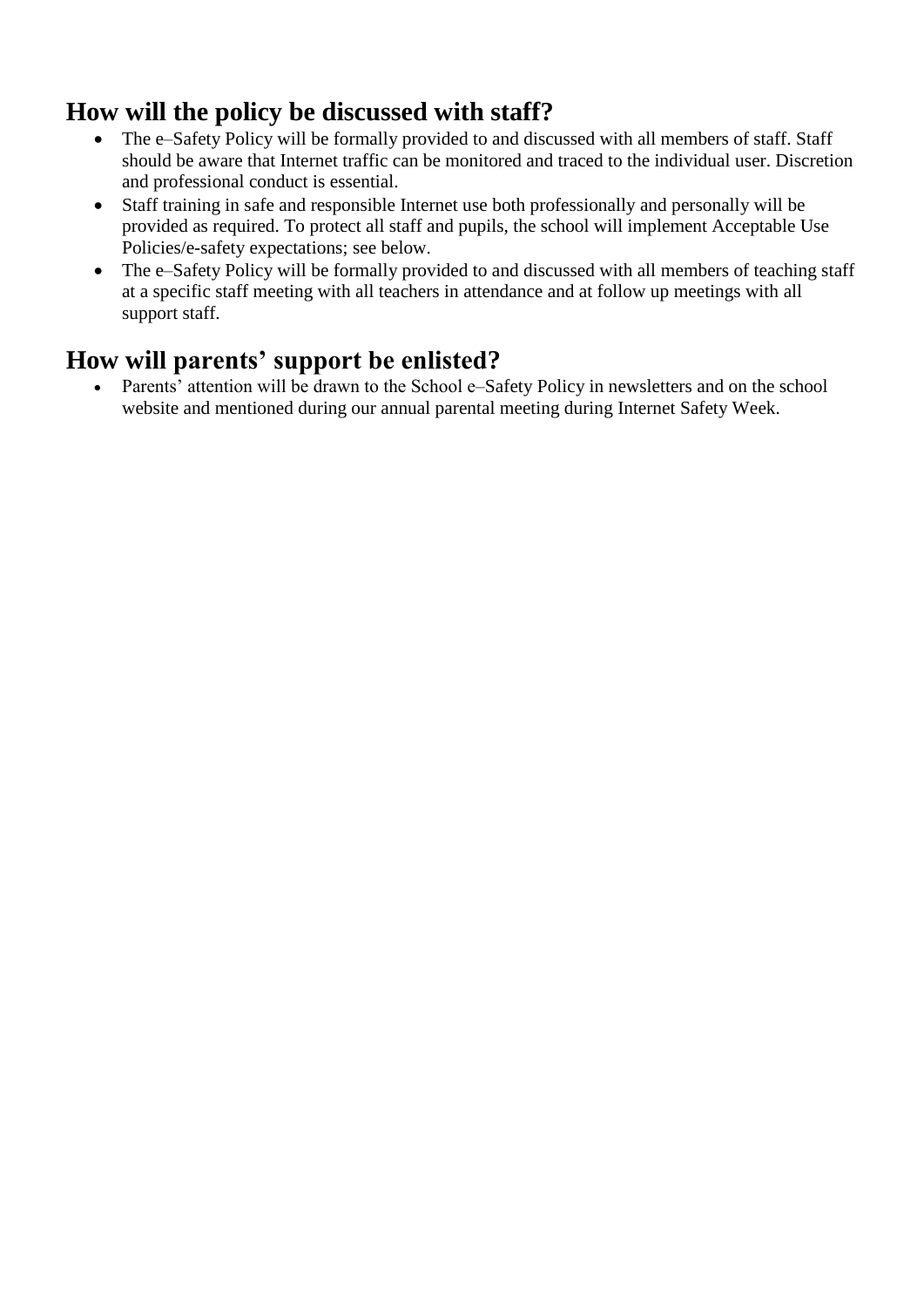## How will the policy be discussed with staff?

- The e–Safety Policy will be formally provided to and discussed with all members of staff. Staff should be aware that Internet traffic can be monitored and traced to the individual user. Discretion and professional conduct is essential.
- Staff training in safe and responsible Internet use both professionally and personally will be provided as required. To protect all staff and pupils, the school will implement Acceptable Use Policies/e-safety expectations; see below.
- The e–Safety Policy will be formally provided to and discussed with all members of teaching staff at a specific staff meeting with all teachers in attendance and at follow up meetings with all support staff.

## How will parents' support be enlisted?

- Parents' attention will be drawn to the School e–Safety Policy in newsletters and on the school website and mentioned during our annual parental meeting during Internet Safety Week.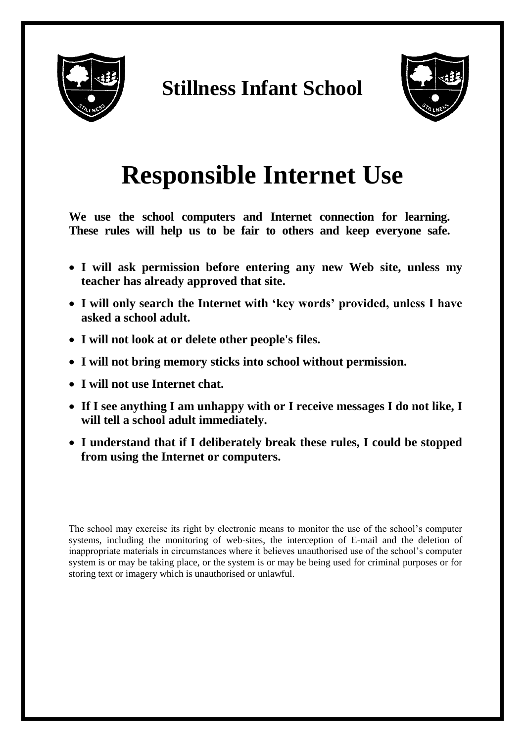# Stillness Infant School

# Responsible Internet Use

**We use the school computers and Internet connection for learning. These rules will help us to be fair to others and keep everyone safe.**

- **I will ask permission before entering any new Web site, unless my teacher has already approved that site.**
- **I will only search the Internet with 'key words' provided, unless I have asked a school adult.**
- **I will not look at or delete other people's files.**
- **I will not bring memory sticks into school without permission.**
- **I will not use Internet chat.**
- **If I see anything I am unhappy with or I receive messages I do not like, I will tell a school adult immediately.**
- **I understand that if I deliberately break these rules, I could be stopped from using the Internet or computers.**

The school may exercise its right by electronic means to monitor the use of the school's computer systems, including the monitoring of web-sites, the interception of E-mail and the deletion of inappropriate materials in circumstances where it believes unauthorised use of the school's computer system is or may be taking place, or the system is or may be being used for criminal purposes or for storing text or imagery which is unauthorised or unlawful.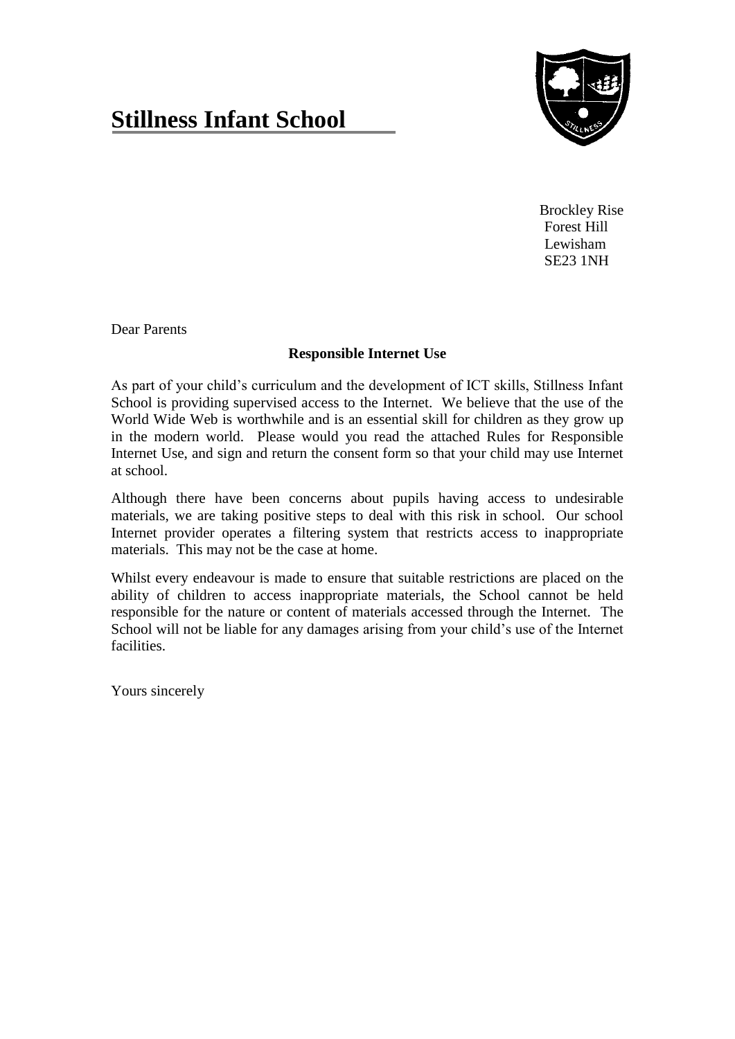# Stillness Infant School

Brockley Rise
Forest Hill
Lewisham
SE23 1NH

Dear Parents

**Responsible Internet Use**

As part of your child's curriculum and the development of ICT skills, Stillness Infant School is providing supervised access to the Internet. We believe that the use of the World Wide Web is worthwhile and is an essential skill for children as they grow up in the modern world. Please would you read the attached Rules for Responsible Internet Use, and sign and return the consent form so that your child may use Internet at school.

Although there have been concerns about pupils having access to undesirable materials, we are taking positive steps to deal with this risk in school. Our school Internet provider operates a filtering system that restricts access to inappropriate materials. This may not be the case at home.

Whilst every endeavour is made to ensure that suitable restrictions are placed on the ability of children to access inappropriate materials, the School cannot be held responsible for the nature or content of materials accessed through the Internet. The School will not be liable for any damages arising from your child's use of the Internet facilities.

Yours sincerely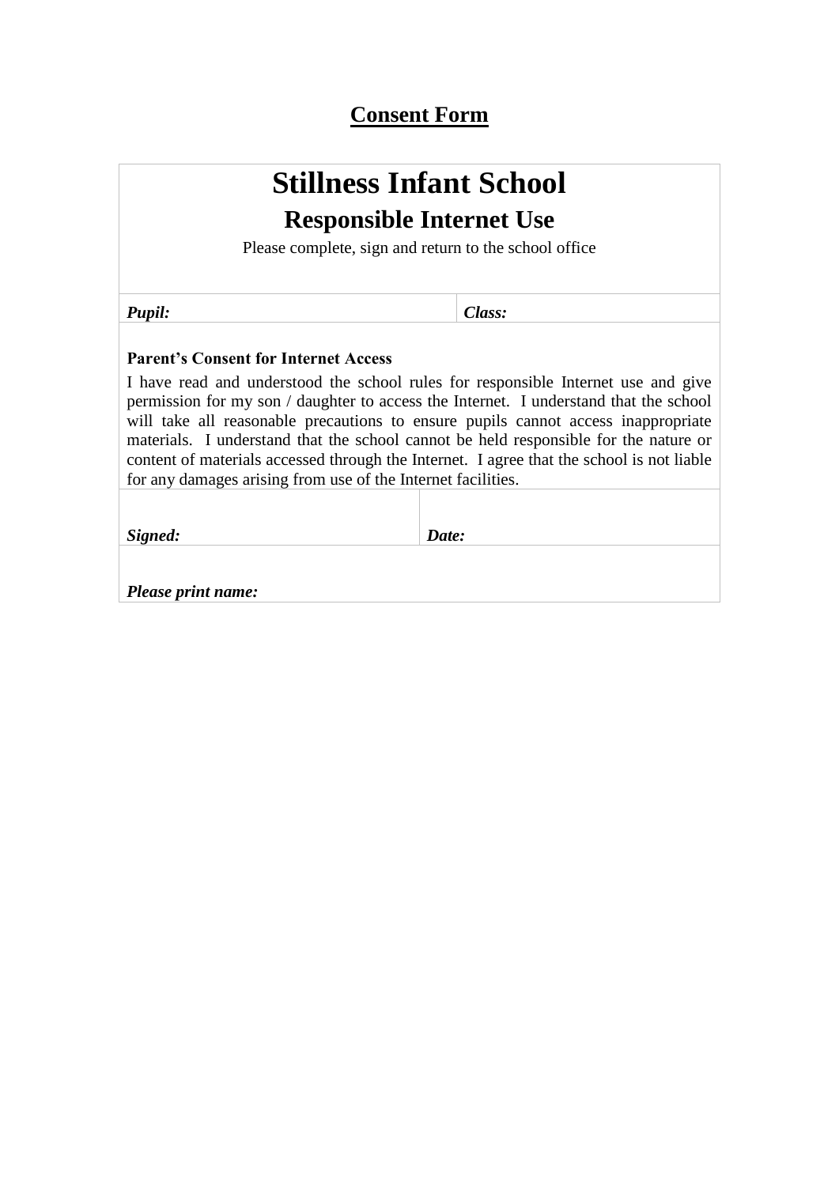# Consent Form

## Stillness Infant School

### Responsible Internet Use

Please complete, sign and return to the school office

| ***Pupil:*** | ***Class:*** |
|---|---|

**Parent's Consent for Internet Access**

I have read and understood the school rules for responsible Internet use and give permission for my son / daughter to access the Internet. I understand that the school will take all reasonable precautions to ensure pupils cannot access inappropriate materials. I understand that the school cannot be held responsible for the nature or content of materials accessed through the Internet. I agree that the school is not liable for any damages arising from use of the Internet facilities.

| ***Signed:*** | ***Date:*** |
|---|---|

***Please print name:***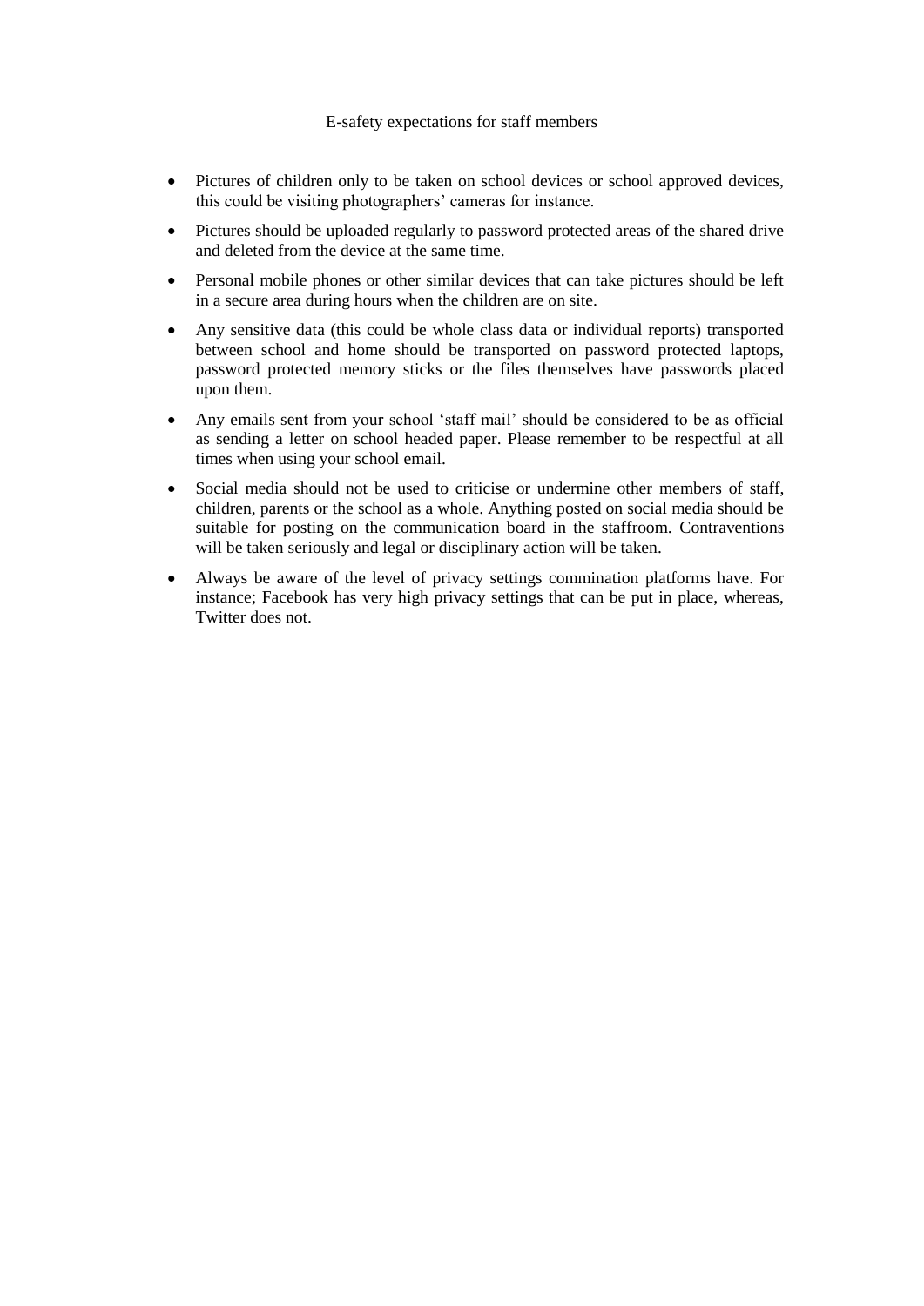E-safety expectations for staff members

- Pictures of children only to be taken on school devices or school approved devices, this could be visiting photographers' cameras for instance.
- Pictures should be uploaded regularly to password protected areas of the shared drive and deleted from the device at the same time.
- Personal mobile phones or other similar devices that can take pictures should be left in a secure area during hours when the children are on site.
- Any sensitive data (this could be whole class data or individual reports) transported between school and home should be transported on password protected laptops, password protected memory sticks or the files themselves have passwords placed upon them.
- Any emails sent from your school 'staff mail' should be considered to be as official as sending a letter on school headed paper. Please remember to be respectful at all times when using your school email.
- Social media should not be used to criticise or undermine other members of staff, children, parents or the school as a whole. Anything posted on social media should be suitable for posting on the communication board in the staffroom. Contraventions will be taken seriously and legal or disciplinary action will be taken.
- Always be aware of the level of privacy settings commination platforms have. For instance; Facebook has very high privacy settings that can be put in place, whereas, Twitter does not.